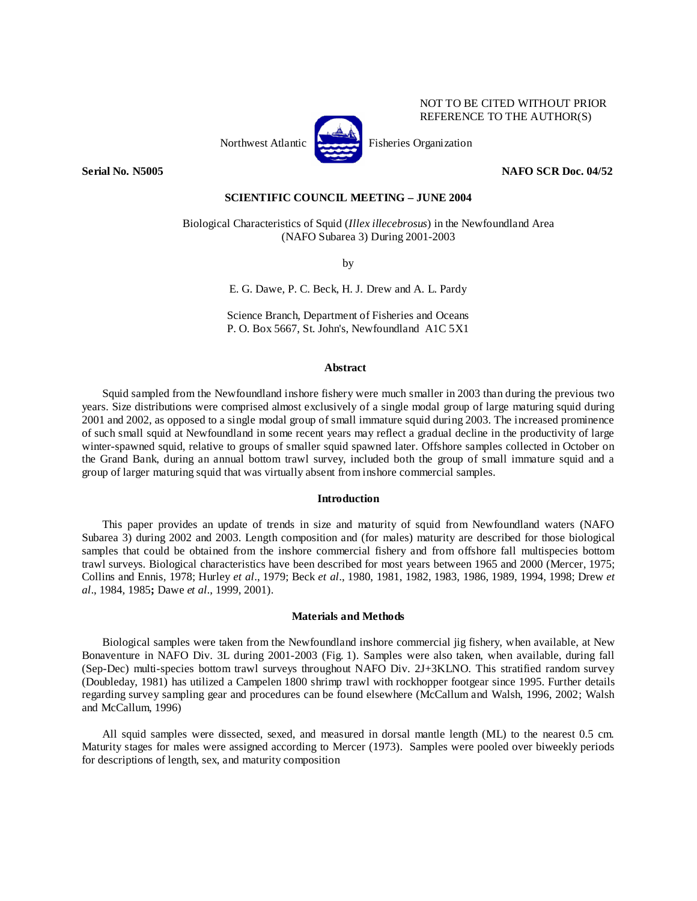NOT TO BE CITED WITHOUT PRIOR REFERENCE TO THE AUTHOR(S)

Northwest Atlantic Fisheries Organization

**Serial No. N5005** **NAFO SCR Doc. 04/52**

**SCIENTIFIC COUNCIL MEETING – JUNE 2004**

# Biological Characteristics of Squid (*Illex illecebrosus*) in the Newfoundland Area (NAFO Subarea 3) During 2001-2003

by

E. G. Dawe, P. C. Beck, H. J. Drew and A. L. Pardy

Science Branch, Department of Fisheries and Oceans
P. O. Box 5667, St. John's, Newfoundland A1C 5X1

## Abstract

Squid sampled from the Newfoundland inshore fishery were much smaller in 2003 than during the previous two years. Size distributions were comprised almost exclusively of a single modal group of large maturing squid during 2001 and 2002, as opposed to a single modal group of small immature squid during 2003. The increased prominence of such small squid at Newfoundland in some recent years may reflect a gradual decline in the productivity of large winter-spawned squid, relative to groups of smaller squid spawned later. Offshore samples collected in October on the Grand Bank, during an annual bottom trawl survey, included both the group of small immature squid and a group of larger maturing squid that was virtually absent from inshore commercial samples.

## Introduction

This paper provides an update of trends in size and maturity of squid from Newfoundland waters (NAFO Subarea 3) during 2002 and 2003. Length composition and (for males) maturity are described for those biological samples that could be obtained from the inshore commercial fishery and from offshore fall multispecies bottom trawl surveys. Biological characteristics have been described for most years between 1965 and 2000 (Mercer, 1975; Collins and Ennis, 1978; Hurley *et al*., 1979; Beck *et al*., 1980, 1981, 1982, 1983, 1986, 1989, 1994, 1998; Drew *et al*., 1984, 1985**;** Dawe *et al*., 1999, 2001).

## Materials and Methods

Biological samples were taken from the Newfoundland inshore commercial jig fishery, when available, at New Bonaventure in NAFO Div. 3L during 2001-2003 (Fig. 1). Samples were also taken, when available, during fall (Sep-Dec) multi-species bottom trawl surveys throughout NAFO Div. 2J+3KLNO. This stratified random survey (Doubleday, 1981) has utilized a Campelen 1800 shrimp trawl with rockhopper footgear since 1995. Further details regarding survey sampling gear and procedures can be found elsewhere (McCallum and Walsh, 1996, 2002; Walsh and McCallum, 1996)

All squid samples were dissected, sexed, and measured in dorsal mantle length (ML) to the nearest 0.5 cm. Maturity stages for males were assigned according to Mercer (1973). Samples were pooled over biweekly periods for descriptions of length, sex, and maturity composition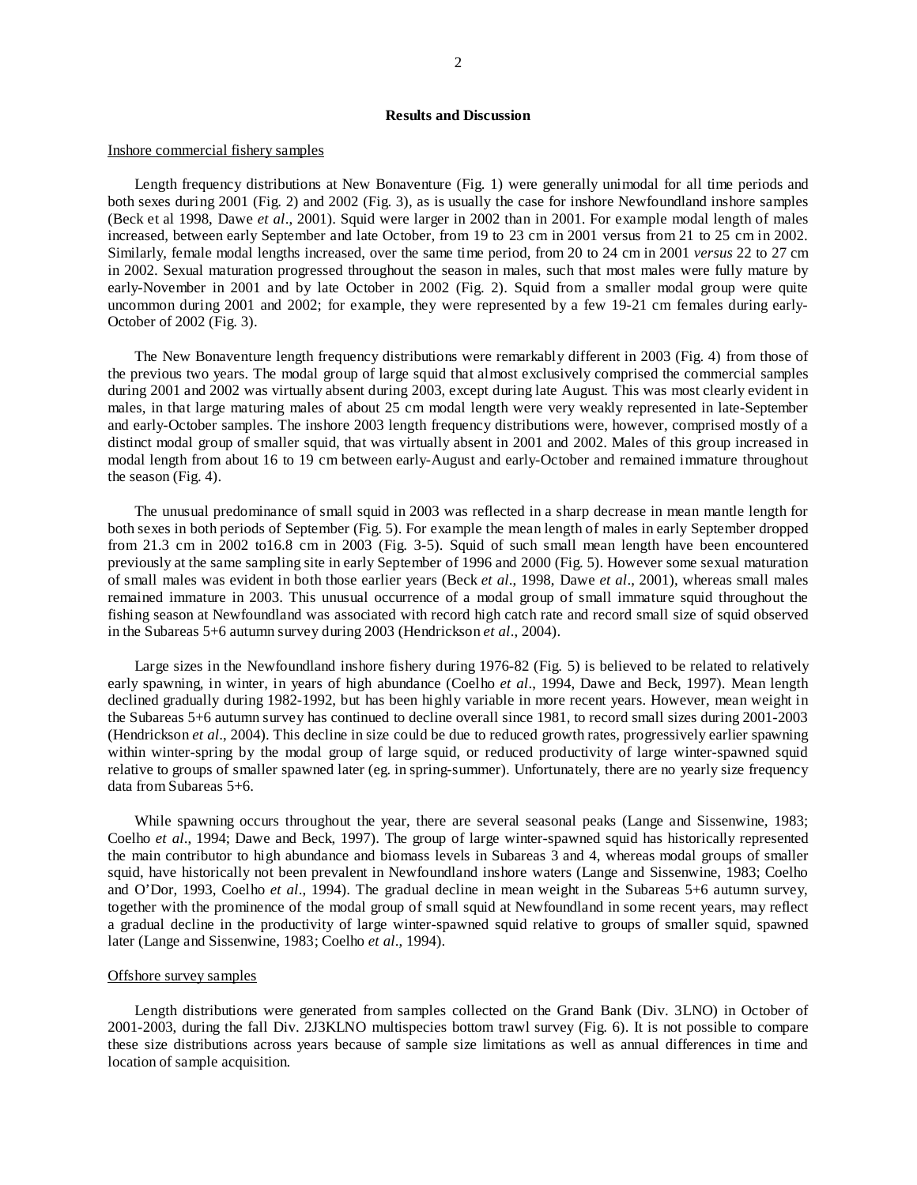**Results and Discussion**

Inshore commercial fishery samples

Length frequency distributions at New Bonaventure (Fig. 1) were generally unimodal for all time periods and both sexes during 2001 (Fig. 2) and 2002 (Fig. 3), as is usually the case for inshore Newfoundland inshore samples (Beck et al 1998, Dawe *et al*., 2001). Squid were larger in 2002 than in 2001. For example modal length of males increased, between early September and late October, from 19 to 23 cm in 2001 versus from 21 to 25 cm in 2002. Similarly, female modal lengths increased, over the same time period, from 20 to 24 cm in 2001 *versus* 22 to 27 cm in 2002. Sexual maturation progressed throughout the season in males, such that most males were fully mature by early-November in 2001 and by late October in 2002 (Fig. 2). Squid from a smaller modal group were quite uncommon during 2001 and 2002; for example, they were represented by a few 19-21 cm females during early-October of 2002 (Fig. 3).

The New Bonaventure length frequency distributions were remarkably different in 2003 (Fig. 4) from those of the previous two years. The modal group of large squid that almost exclusively comprised the commercial samples during 2001 and 2002 was virtually absent during 2003, except during late August. This was most clearly evident in males, in that large maturing males of about 25 cm modal length were very weakly represented in late-September and early-October samples. The inshore 2003 length frequency distributions were, however, comprised mostly of a distinct modal group of smaller squid, that was virtually absent in 2001 and 2002. Males of this group increased in modal length from about 16 to 19 cm between early-August and early-October and remained immature throughout the season (Fig. 4).

The unusual predominance of small squid in 2003 was reflected in a sharp decrease in mean mantle length for both sexes in both periods of September (Fig. 5). For example the mean length of males in early September dropped from 21.3 cm in 2002 to16.8 cm in 2003 (Fig. 3-5). Squid of such small mean length have been encountered previously at the same sampling site in early September of 1996 and 2000 (Fig. 5). However some sexual maturation of small males was evident in both those earlier years (Beck *et al*., 1998, Dawe *et al*., 2001), whereas small males remained immature in 2003. This unusual occurrence of a modal group of small immature squid throughout the fishing season at Newfoundland was associated with record high catch rate and record small size of squid observed in the Subareas 5+6 autumn survey during 2003 (Hendrickson *et al*., 2004).

Large sizes in the Newfoundland inshore fishery during 1976-82 (Fig. 5) is believed to be related to relatively early spawning, in winter, in years of high abundance (Coelho *et al*., 1994, Dawe and Beck, 1997). Mean length declined gradually during 1982-1992, but has been highly variable in more recent years. However, mean weight in the Subareas 5+6 autumn survey has continued to decline overall since 1981, to record small sizes during 2001-2003 (Hendrickson *et al*., 2004). This decline in size could be due to reduced growth rates, progressively earlier spawning within winter-spring by the modal group of large squid, or reduced productivity of large winter-spawned squid relative to groups of smaller spawned later (eg. in spring-summer). Unfortunately, there are no yearly size frequency data from Subareas 5+6.

While spawning occurs throughout the year, there are several seasonal peaks (Lange and Sissenwine, 1983; Coelho *et al*., 1994; Dawe and Beck, 1997). The group of large winter-spawned squid has historically represented the main contributor to high abundance and biomass levels in Subareas 3 and 4, whereas modal groups of smaller squid, have historically not been prevalent in Newfoundland inshore waters (Lange and Sissenwine, 1983; Coelho and O'Dor, 1993, Coelho *et al*., 1994). The gradual decline in mean weight in the Subareas 5+6 autumn survey, together with the prominence of the modal group of small squid at Newfoundland in some recent years, may reflect a gradual decline in the productivity of large winter-spawned squid relative to groups of smaller squid, spawned later (Lange and Sissenwine, 1983; Coelho *et al*., 1994).

Offshore survey samples

Length distributions were generated from samples collected on the Grand Bank (Div. 3LNO) in October of 2001-2003, during the fall Div. 2J3KLNO multispecies bottom trawl survey (Fig. 6). It is not possible to compare these size distributions across years because of sample size limitations as well as annual differences in time and location of sample acquisition.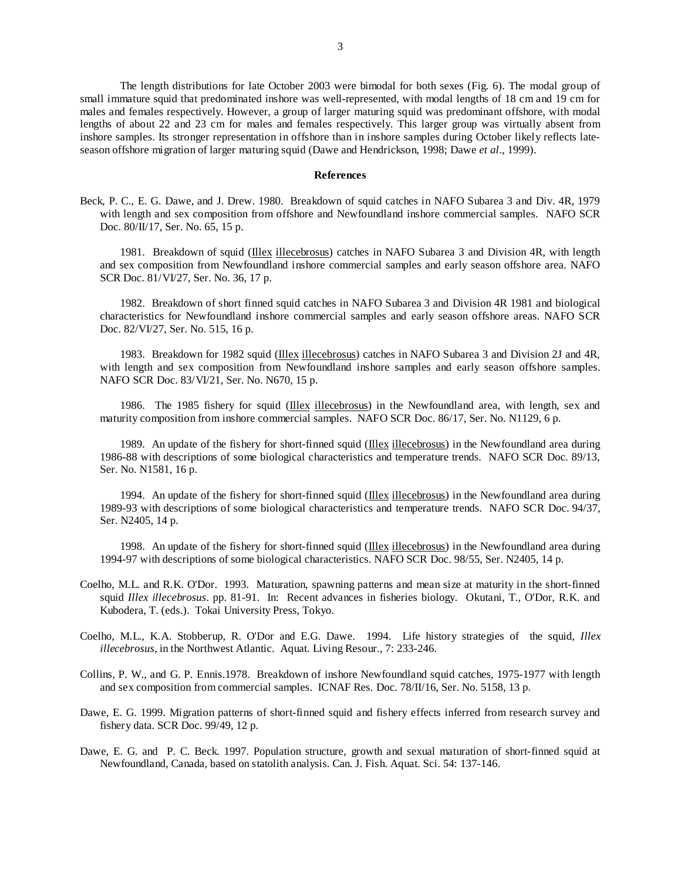The length distributions for late October 2003 were bimodal for both sexes (Fig. 6). The modal group of small immature squid that predominated inshore was well-represented, with modal lengths of 18 cm and 19 cm for males and females respectively. However, a group of larger maturing squid was predominant offshore, with modal lengths of about 22 and 23 cm for males and females respectively. This larger group was virtually absent from inshore samples. Its stronger representation in offshore than in inshore samples during October likely reflects late-season offshore migration of larger maturing squid (Dawe and Hendrickson, 1998; Dawe *et al*., 1999).

## References

Beck, P. C., E. G. Dawe, and J. Drew. 1980. Breakdown of squid catches in NAFO Subarea 3 and Div. 4R, 1979 with length and sex composition from offshore and Newfoundland inshore commercial samples. NAFO SCR Doc. 80/II/17, Ser. No. 65, 15 p.

1981. Breakdown of squid (Illex illecebrosus) catches in NAFO Subarea 3 and Division 4R, with length and sex composition from Newfoundland inshore commercial samples and early season offshore area. NAFO SCR Doc. 81/VI/27, Ser. No. 36, 17 p.

1982. Breakdown of short finned squid catches in NAFO Subarea 3 and Division 4R 1981 and biological characteristics for Newfoundland inshore commercial samples and early season offshore areas. NAFO SCR Doc. 82/VI/27, Ser. No. 515, 16 p.

1983. Breakdown for 1982 squid (Illex illecebrosus) catches in NAFO Subarea 3 and Division 2J and 4R, with length and sex composition from Newfoundland inshore samples and early season offshore samples. NAFO SCR Doc. 83/VI/21, Ser. No. N670, 15 p.

1986. The 1985 fishery for squid (Illex illecebrosus) in the Newfoundland area, with length, sex and maturity composition from inshore commercial samples. NAFO SCR Doc. 86/17, Ser. No. N1129, 6 p.

1989. An update of the fishery for short-finned squid (Illex illecebrosus) in the Newfoundland area during 1986-88 with descriptions of some biological characteristics and temperature trends. NAFO SCR Doc. 89/13, Ser. No. N1581, 16 p.

1994. An update of the fishery for short-finned squid (Illex illecebrosus) in the Newfoundland area during 1989-93 with descriptions of some biological characteristics and temperature trends. NAFO SCR Doc. 94/37, Ser. N2405, 14 p.

1998. An update of the fishery for short-finned squid (Illex illecebrosus) in the Newfoundland area during 1994-97 with descriptions of some biological characteristics. NAFO SCR Doc. 98/55, Ser. N2405, 14 p.

Coelho, M.L. and R.K. O'Dor. 1993. Maturation, spawning patterns and mean size at maturity in the short-finned squid *Illex illecebrosus*. pp. 81-91. In: Recent advances in fisheries biology. Okutani, T., O'Dor, R.K. and Kubodera, T. (eds.). Tokai University Press, Tokyo.

Coelho, M.L., K.A. Stobberup, R. O'Dor and E.G. Dawe. 1994. Life history strategies of the squid, *Illex illecebrosus*, in the Northwest Atlantic. Aquat. Living Resour., 7: 233-246.

Collins, P. W., and G. P. Ennis.1978. Breakdown of inshore Newfoundland squid catches, 1975-1977 with length and sex composition from commercial samples. ICNAF Res. Doc. 78/II/16, Ser. No. 5158, 13 p.

Dawe, E. G. 1999. Migration patterns of short-finned squid and fishery effects inferred from research survey and fishery data. SCR Doc. 99/49, 12 p.

Dawe, E. G. and P. C. Beck. 1997. Population structure, growth and sexual maturation of short-finned squid at Newfoundland, Canada, based on statolith analysis. Can. J. Fish. Aquat. Sci. 54: 137-146.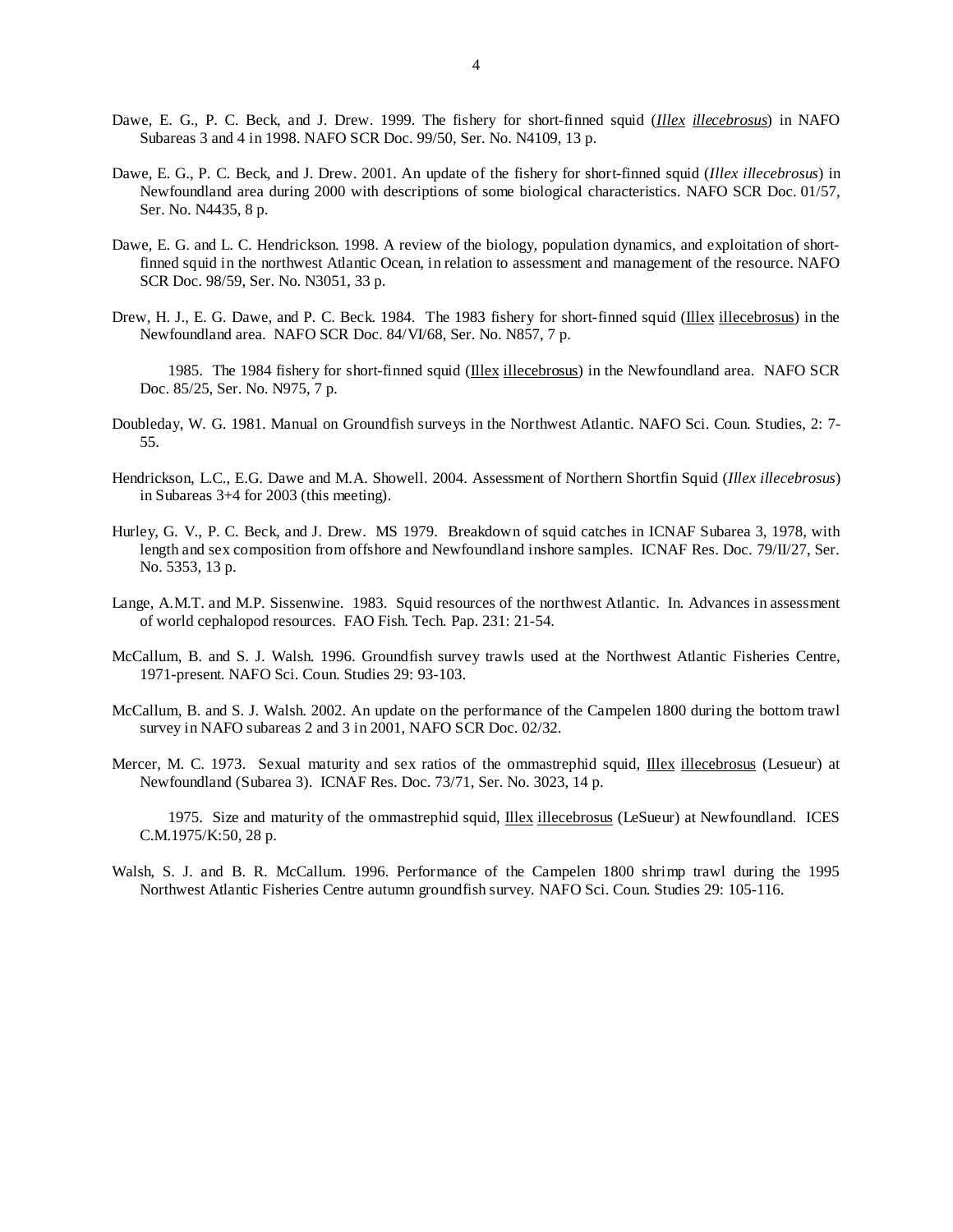Dawe, E. G., P. C. Beck, and J. Drew. 1999. The fishery for short-finned squid (*Illex illecebrosus*) in NAFO Subareas 3 and 4 in 1998. NAFO SCR Doc. 99/50, Ser. No. N4109, 13 p.

Dawe, E. G., P. C. Beck, and J. Drew. 2001. An update of the fishery for short-finned squid (*Illex illecebrosus*) in Newfoundland area during 2000 with descriptions of some biological characteristics. NAFO SCR Doc. 01/57, Ser. No. N4435, 8 p.

Dawe, E. G. and L. C. Hendrickson. 1998. A review of the biology, population dynamics, and exploitation of short-finned squid in the northwest Atlantic Ocean, in relation to assessment and management of the resource. NAFO SCR Doc. 98/59, Ser. No. N3051, 33 p.

Drew, H. J., E. G. Dawe, and P. C. Beck. 1984. The 1983 fishery for short-finned squid (Illex illecebrosus) in the Newfoundland area. NAFO SCR Doc. 84/VI/68, Ser. No. N857, 7 p.

1985. The 1984 fishery for short-finned squid (Illex illecebrosus) in the Newfoundland area. NAFO SCR Doc. 85/25, Ser. No. N975, 7 p.

Doubleday, W. G. 1981. Manual on Groundfish surveys in the Northwest Atlantic. NAFO Sci. Coun. Studies, 2: 7-55.

Hendrickson, L.C., E.G. Dawe and M.A. Showell. 2004. Assessment of Northern Shortfin Squid (*Illex illecebrosus*) in Subareas 3+4 for 2003 (this meeting).

Hurley, G. V., P. C. Beck, and J. Drew. MS 1979. Breakdown of squid catches in ICNAF Subarea 3, 1978, with length and sex composition from offshore and Newfoundland inshore samples. ICNAF Res. Doc. 79/II/27, Ser. No. 5353, 13 p.

Lange, A.M.T. and M.P. Sissenwine. 1983. Squid resources of the northwest Atlantic. In. Advances in assessment of world cephalopod resources. FAO Fish. Tech. Pap. 231: 21-54.

McCallum, B. and S. J. Walsh. 1996. Groundfish survey trawls used at the Northwest Atlantic Fisheries Centre, 1971-present. NAFO Sci. Coun. Studies 29: 93-103.

McCallum, B. and S. J. Walsh. 2002. An update on the performance of the Campelen 1800 during the bottom trawl survey in NAFO subareas 2 and 3 in 2001, NAFO SCR Doc. 02/32.

Mercer, M. C. 1973. Sexual maturity and sex ratios of the ommastrephid squid, Illex illecebrosus (Lesueur) at Newfoundland (Subarea 3). ICNAF Res. Doc. 73/71, Ser. No. 3023, 14 p.

1975. Size and maturity of the ommastrephid squid, Illex illecebrosus (LeSueur) at Newfoundland. ICES C.M.1975/K:50, 28 p.

Walsh, S. J. and B. R. McCallum. 1996. Performance of the Campelen 1800 shrimp trawl during the 1995 Northwest Atlantic Fisheries Centre autumn groundfish survey. NAFO Sci. Coun. Studies 29: 105-116.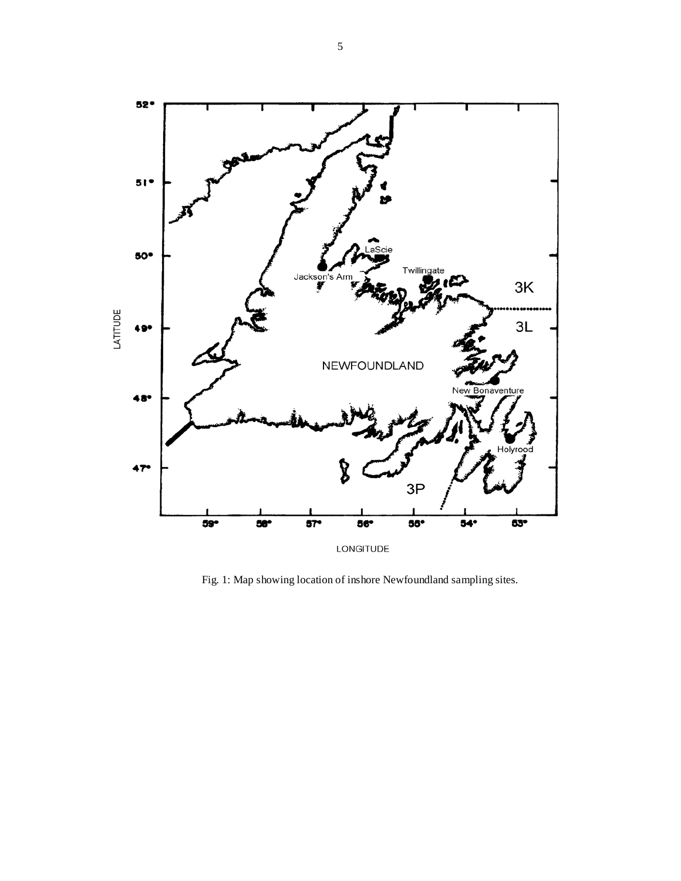Fig. 1: Map showing location of inshore Newfoundland sampling sites.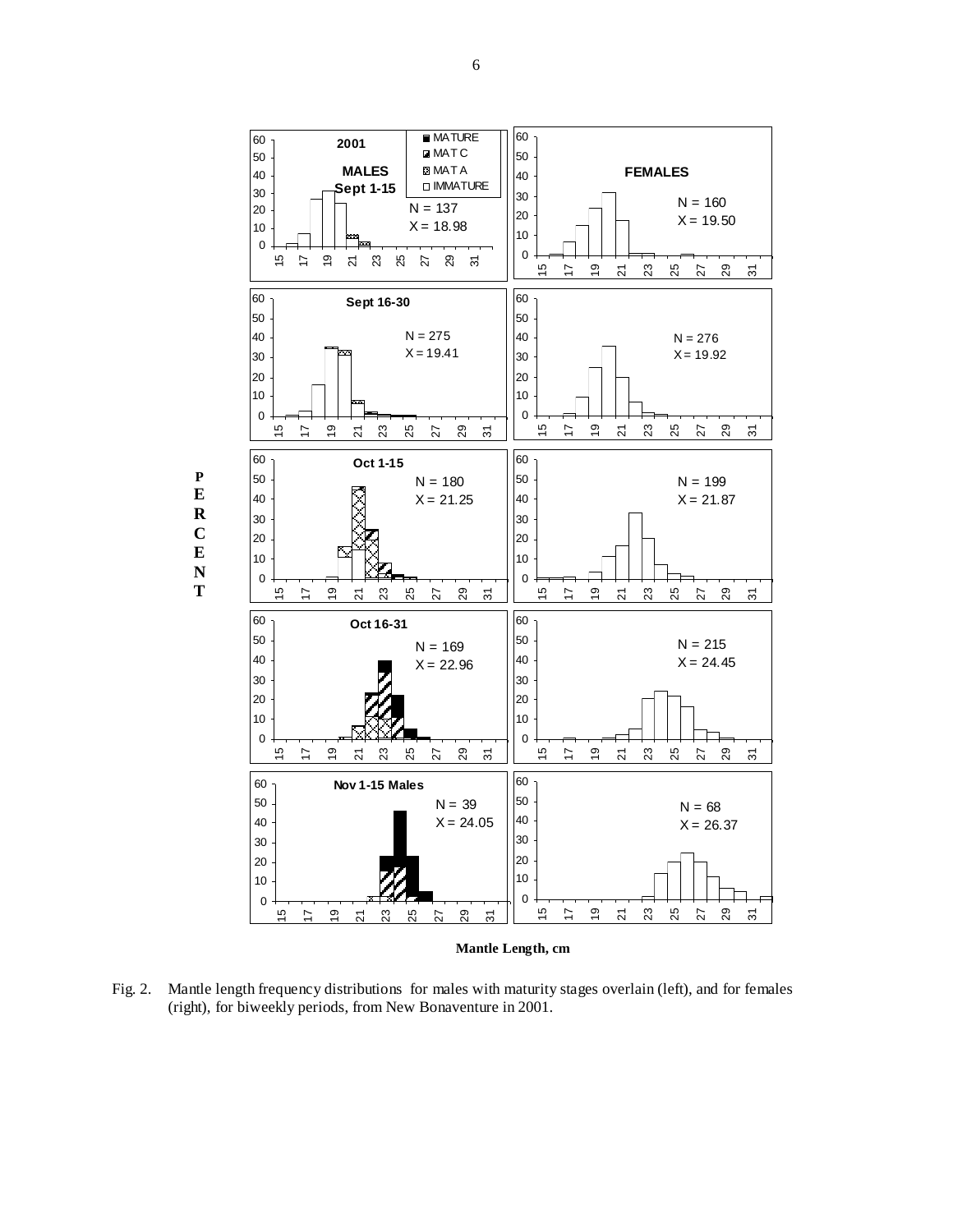Fig. 2. Mantle length frequency distributions for males with maturity stages overlain (left), and for females (right), for biweekly periods, from New Bonaventure in 2001.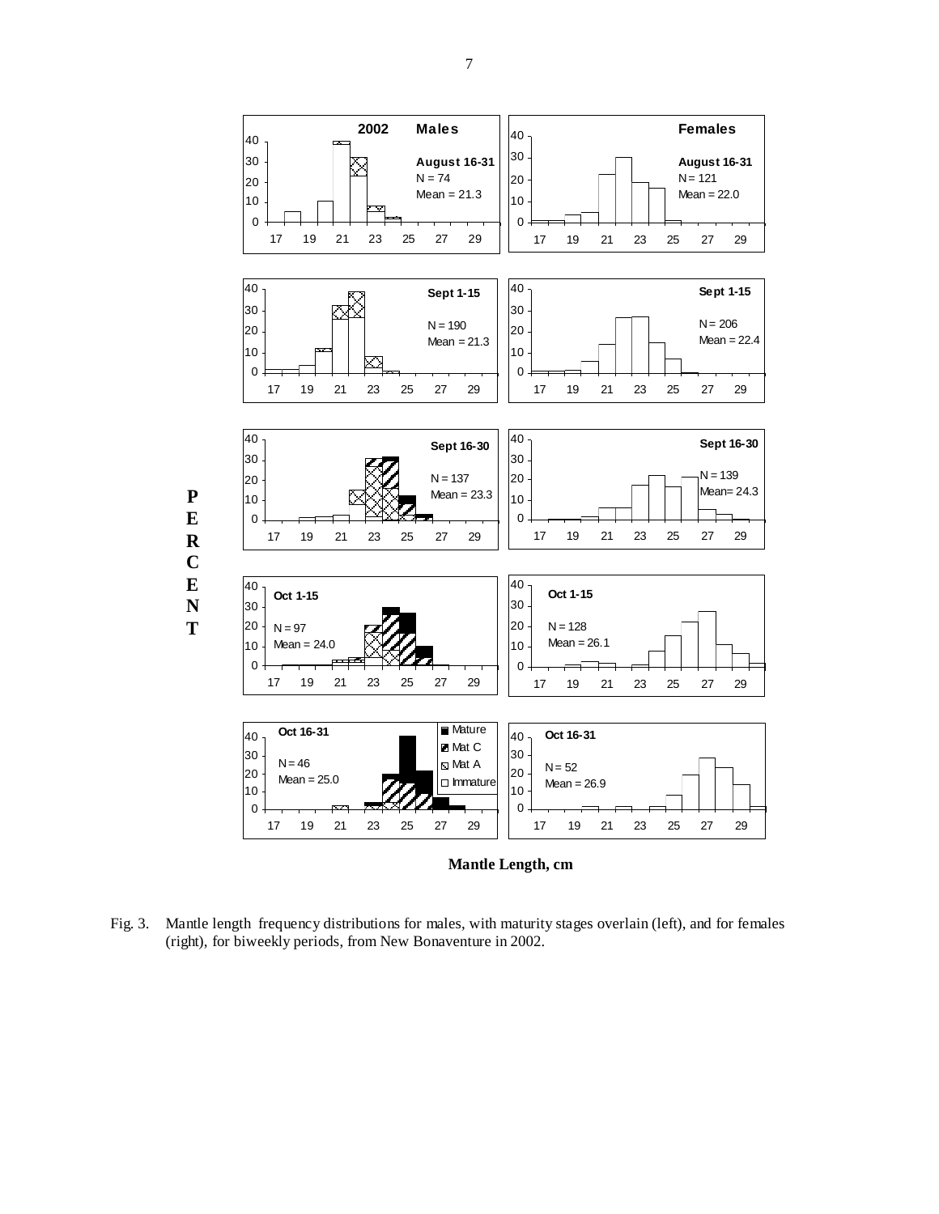Fig. 3. Mantle length frequency distributions for males, with maturity stages overlain (left), and for females (right), for biweekly periods, from New Bonaventure in 2002.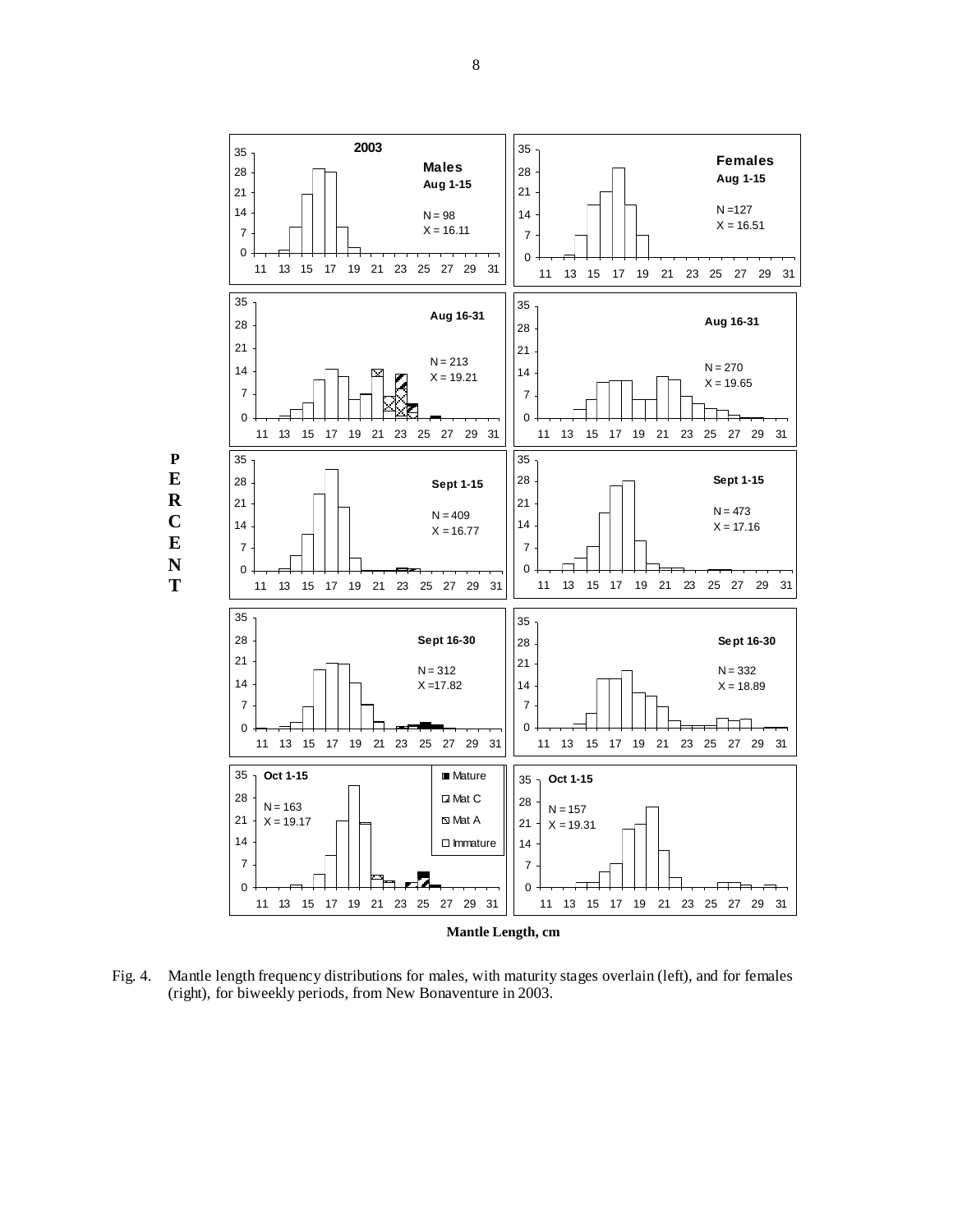Fig. 4. Mantle length frequency distributions for males, with maturity stages overlain (left), and for females (right), for biweekly periods, from New Bonaventure in 2003.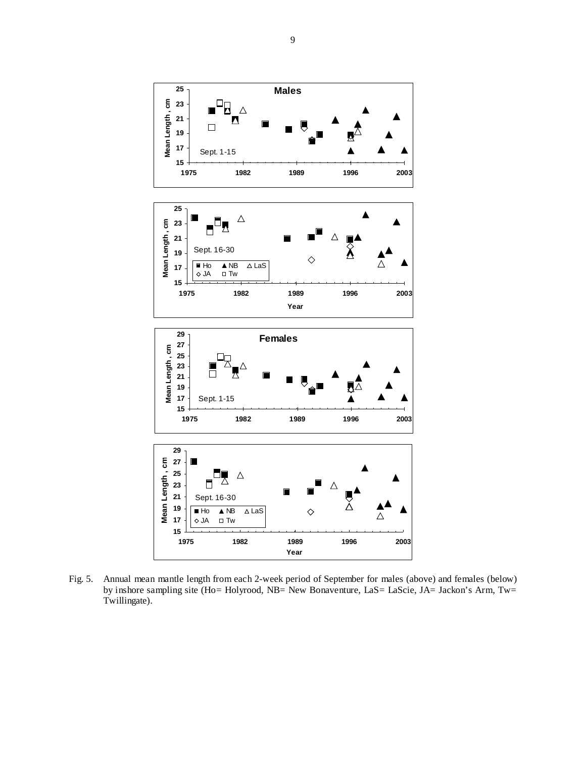Fig. 5. Annual mean mantle length from each 2-week period of September for males (above) and females (below) by inshore sampling site (Ho= Holyrood, NB= New Bonaventure, LaS= LaScie, JA= Jackon's Arm, Tw= Twillingate).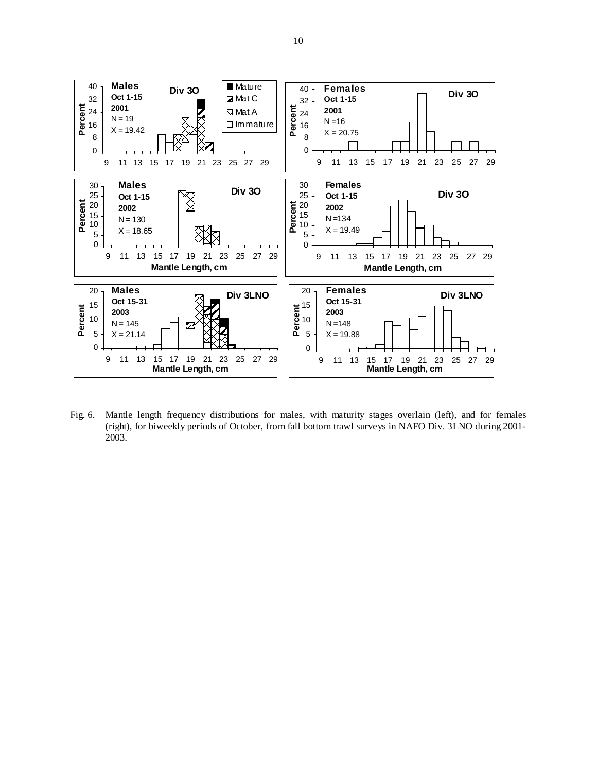Males
Oct 1-15
2001
N = 19
X = 19.42
Div 3O
Mature
Mat C
Mat A
Immature
Percent
0 8 16 24 32 40
9 11 13 15 17 19 21 23 25 27 29

Females
Oct 1-15
2001
N =16
X = 20.75
Div 3O
Percent
0 8 16 24 32 40
9 11 13 15 17 19 21 23 25 27 29

Males
Oct 1-15
2002
N = 130
X = 18.65
Div 3O
Percent
0 5 10 15 20 25 30
9 11 13 15 17 19 21 23 25 27 29
Mantle Length, cm

Females
Oct 1-15
2002
N =134
X = 19.49
Div 3O
Percent
0 5 10 15 20 25 30
9 11 13 15 17 19 21 23 25 27 29
Mantle Length, cm

Males
Oct 15-31
2003
N = 145
X = 21.14
Div 3LNO
Percent
0 5 10 15 20
9 11 13 15 17 19 21 23 25 27 29
Mantle Length, cm

Females
Oct 15-31
2003
N =148
X = 19.88
Div 3LNO
Percent
0 5 10 15 20
9 11 13 15 17 19 21 23 25 27 29
Mantle Length, cm

Fig. 6. Mantle length frequency distributions for males, with maturity stages overlain (left), and for females (right), for biweekly periods of October, from fall bottom trawl surveys in NAFO Div. 3LNO during 2001-2003.